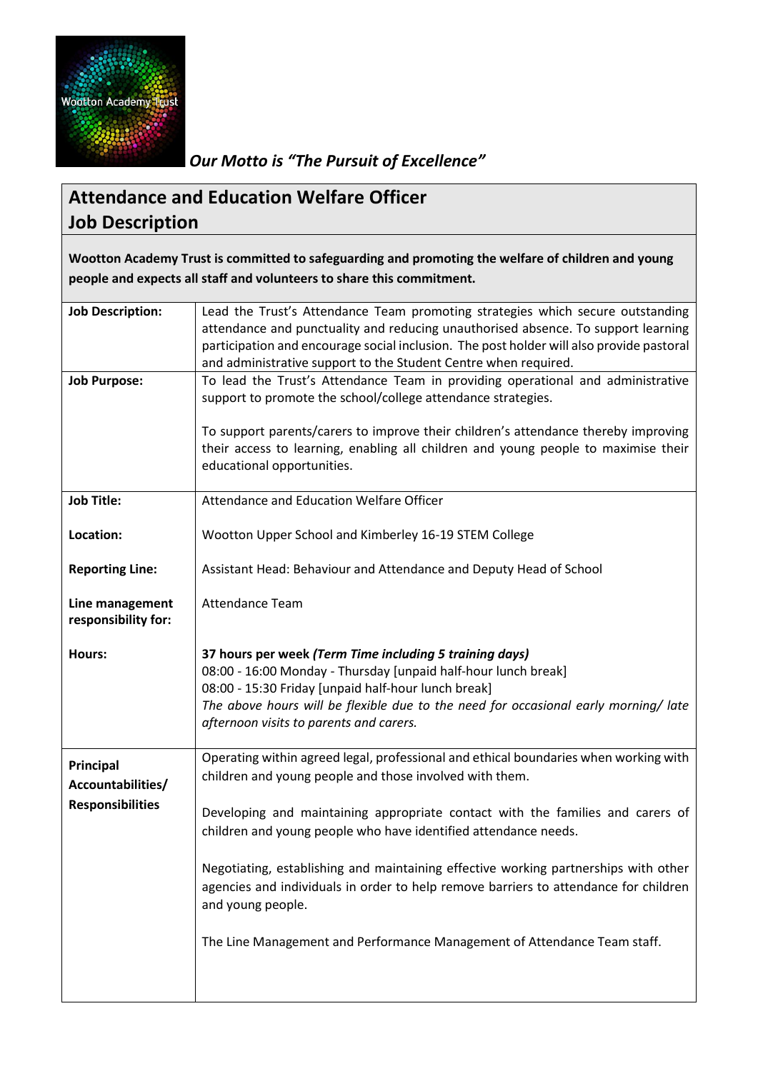Wootton Academy Trust

***Our Motto is "The Pursuit of Excellence"***

# Attendance and Education Welfare Officer
# Job Description

**Wootton Academy Trust is committed to safeguarding and promoting the welfare of children and young people and expects all staff and volunteers to share this commitment.**

| | |
|---|---|
| **Job Description:** | Lead the Trust's Attendance Team promoting strategies which secure outstanding attendance and punctuality and reducing unauthorised absence. To support learning participation and encourage social inclusion. The post holder will also provide pastoral and administrative support to the Student Centre when required. |
| **Job Purpose:** | To lead the Trust's Attendance Team in providing operational and administrative support to promote the school/college attendance strategies.<br><br>To support parents/carers to improve their children's attendance thereby improving their access to learning, enabling all children and young people to maximise their educational opportunities. |
| **Job Title:** | Attendance and Education Welfare Officer |
| **Location:** | Wootton Upper School and Kimberley 16-19 STEM College |
| **Reporting Line:** | Assistant Head: Behaviour and Attendance and Deputy Head of School |
| **Line management responsibility for:** | Attendance Team |
| **Hours:** | **37 hours per week *(Term Time including 5 training days)***<br>08:00 - 16:00 Monday - Thursday [unpaid half-hour lunch break]<br>08:00 - 15:30 Friday [unpaid half-hour lunch break]<br>*The above hours will be flexible due to the need for occasional early morning/ late afternoon visits to parents and carers.* |
| **Principal Accountabilities/ Responsibilities** | Operating within agreed legal, professional and ethical boundaries when working with children and young people and those involved with them.<br><br>Developing and maintaining appropriate contact with the families and carers of children and young people who have identified attendance needs.<br><br>Negotiating, establishing and maintaining effective working partnerships with other agencies and individuals in order to help remove barriers to attendance for children and young people.<br><br>The Line Management and Performance Management of Attendance Team staff. |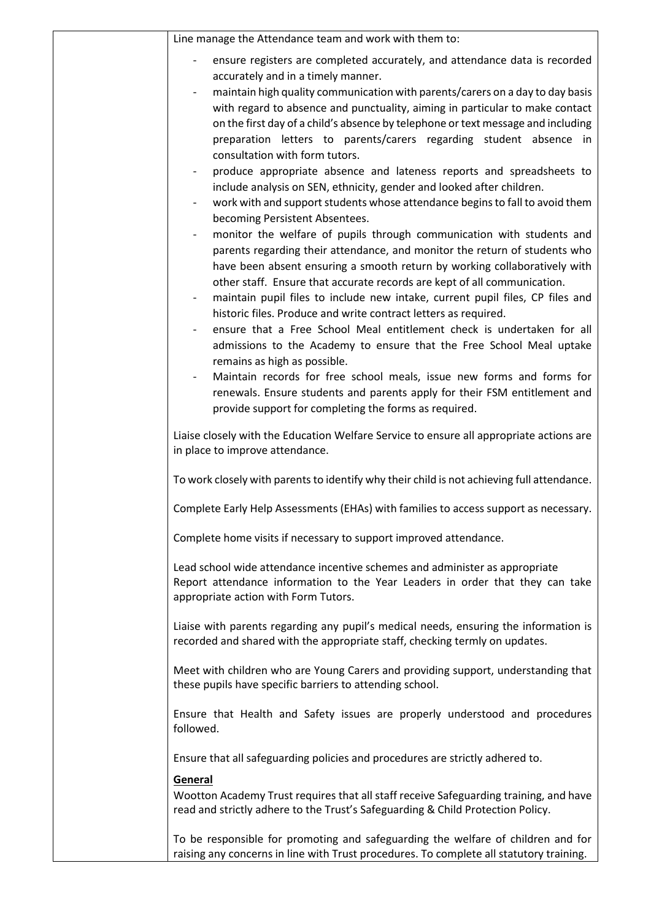Line manage the Attendance team and work with them to:

- ensure registers are completed accurately, and attendance data is recorded accurately and in a timely manner.
- maintain high quality communication with parents/carers on a day to day basis with regard to absence and punctuality, aiming in particular to make contact on the first day of a child's absence by telephone or text message and including preparation letters to parents/carers regarding student absence in consultation with form tutors.
- produce appropriate absence and lateness reports and spreadsheets to include analysis on SEN, ethnicity, gender and looked after children.
- work with and support students whose attendance begins to fall to avoid them becoming Persistent Absentees.
- monitor the welfare of pupils through communication with students and parents regarding their attendance, and monitor the return of students who have been absent ensuring a smooth return by working collaboratively with other staff. Ensure that accurate records are kept of all communication.
- maintain pupil files to include new intake, current pupil files, CP files and historic files. Produce and write contract letters as required.
- ensure that a Free School Meal entitlement check is undertaken for all admissions to the Academy to ensure that the Free School Meal uptake remains as high as possible.
- Maintain records for free school meals, issue new forms and forms for renewals. Ensure students and parents apply for their FSM entitlement and provide support for completing the forms as required.

Liaise closely with the Education Welfare Service to ensure all appropriate actions are in place to improve attendance.

To work closely with parents to identify why their child is not achieving full attendance.

Complete Early Help Assessments (EHAs) with families to access support as necessary.

Complete home visits if necessary to support improved attendance.

Lead school wide attendance incentive schemes and administer as appropriate
Report attendance information to the Year Leaders in order that they can take appropriate action with Form Tutors.

Liaise with parents regarding any pupil's medical needs, ensuring the information is recorded and shared with the appropriate staff, checking termly on updates.

Meet with children who are Young Carers and providing support, understanding that these pupils have specific barriers to attending school.

Ensure that Health and Safety issues are properly understood and procedures followed.

Ensure that all safeguarding policies and procedures are strictly adhered to.

**General**

Wootton Academy Trust requires that all staff receive Safeguarding training, and have read and strictly adhere to the Trust's Safeguarding & Child Protection Policy.

To be responsible for promoting and safeguarding the welfare of children and for raising any concerns in line with Trust procedures. To complete all statutory training.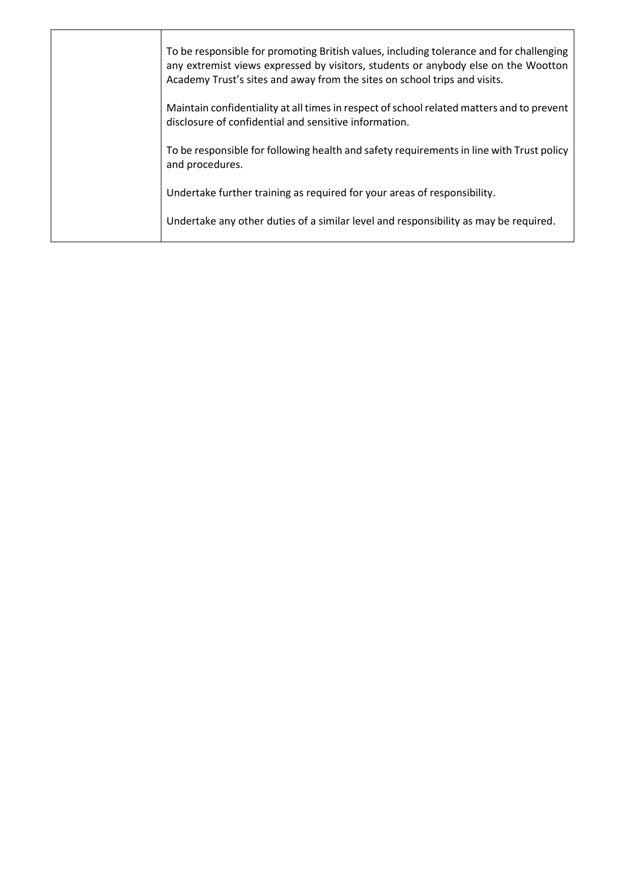| | |
|---|---|
| | To be responsible for promoting British values, including tolerance and for challenging any extremist views expressed by visitors, students or anybody else on the Wootton Academy Trust's sites and away from the sites on school trips and visits.<br><br>Maintain confidentiality at all times in respect of school related matters and to prevent disclosure of confidential and sensitive information.<br><br>To be responsible for following health and safety requirements in line with Trust policy and procedures.<br><br>Undertake further training as required for your areas of responsibility.<br><br>Undertake any other duties of a similar level and responsibility as may be required. |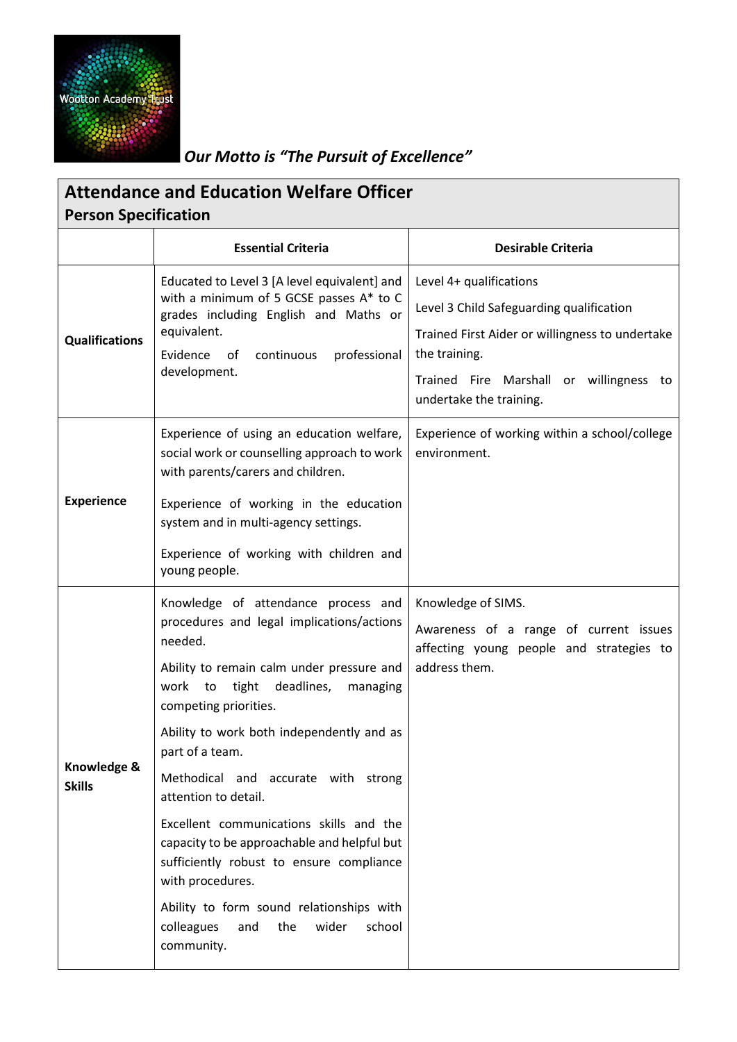Wootton Academy Trust

***Our Motto is "The Pursuit of Excellence"***

## Attendance and Education Welfare Officer
### Person Specification

| | Essential Criteria | Desirable Criteria |
|---|---|---|
| **Qualifications** | Educated to Level 3 [A level equivalent] and with a minimum of 5 GCSE passes A* to C grades including English and Maths or equivalent.<br><br>Evidence of continuous professional development. | Level 4+ qualifications<br><br>Level 3 Child Safeguarding qualification<br><br>Trained First Aider or willingness to undertake the training.<br><br>Trained Fire Marshall or willingness to undertake the training. |
| **Experience** | Experience of using an education welfare, social work or counselling approach to work with parents/carers and children.<br><br>Experience of working in the education system and in multi-agency settings.<br><br>Experience of working with children and young people. | Experience of working within a school/college environment. |
| **Knowledge & Skills** | Knowledge of attendance process and procedures and legal implications/actions needed.<br><br>Ability to remain calm under pressure and work to tight deadlines, managing competing priorities.<br><br>Ability to work both independently and as part of a team.<br><br>Methodical and accurate with strong attention to detail.<br><br>Excellent communications skills and the capacity to be approachable and helpful but sufficiently robust to ensure compliance with procedures.<br><br>Ability to form sound relationships with colleagues and the wider school community. | Knowledge of SIMS.<br><br>Awareness of a range of current issues affecting young people and strategies to address them. |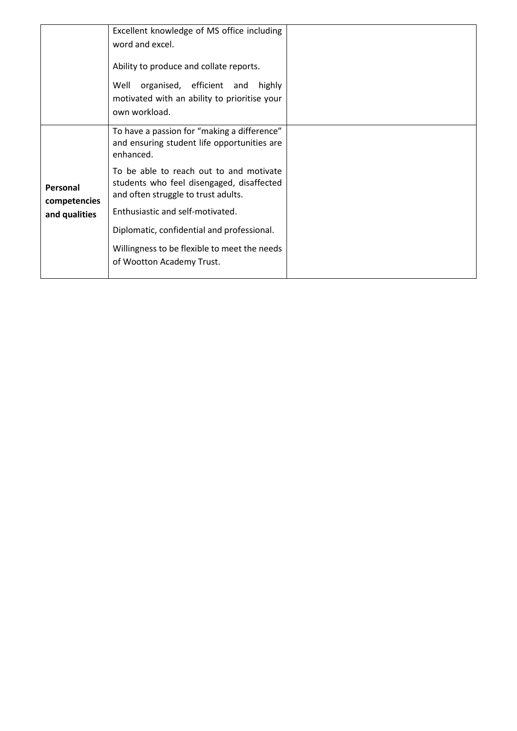| | | |
|---|---|---|
| | Excellent knowledge of MS office including word and excel.<br><br>Ability to produce and collate reports.<br><br>Well organised, efficient and highly motivated with an ability to prioritise your own workload. | |
| **Personal competencies and qualities** | To have a passion for "making a difference" and ensuring student life opportunities are enhanced.<br><br>To be able to reach out to and motivate students who feel disengaged, disaffected and often struggle to trust adults.<br><br>Enthusiastic and self-motivated.<br><br>Diplomatic, confidential and professional.<br><br>Willingness to be flexible to meet the needs of Wootton Academy Trust. | |